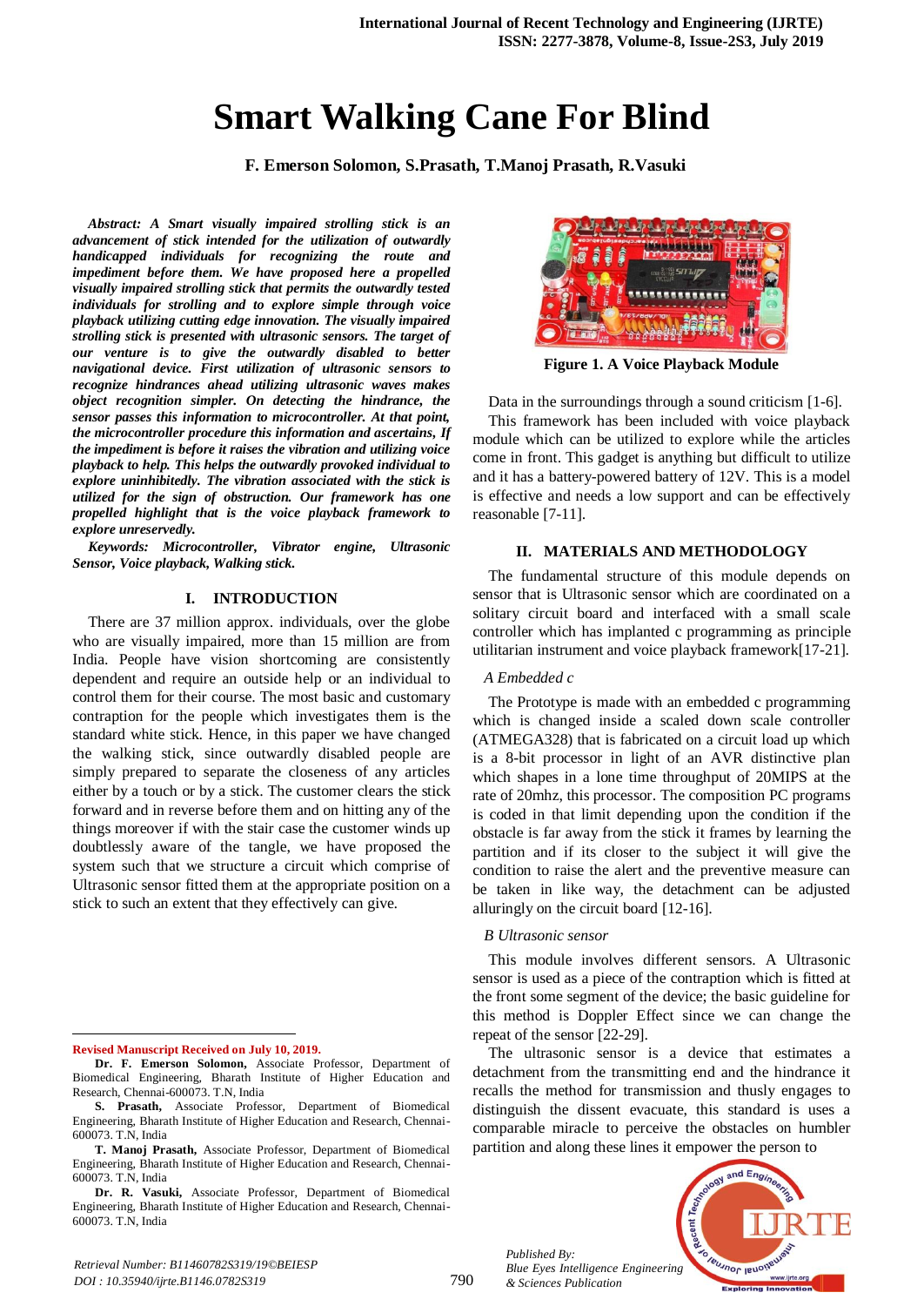# Smart Walking Cane For Blind

**F. Emerson Solomon, S.Prasath, T.Manoj Prasath, R.Vasuki**

***Abstract: A Smart visually impaired strolling stick is an advancement of stick intended for the utilization of outwardly handicapped individuals for recognizing the route and impediment before them. We have proposed here a propelled visually impaired strolling stick that permits the outwardly tested individuals for strolling and to explore simple through voice playback utilizing cutting edge innovation. The visually impaired strolling stick is presented with ultrasonic sensors. The target of our venture is to give the outwardly disabled to better navigational device. First utilization of ultrasonic sensors to recognize hindrances ahead utilizing ultrasonic waves makes object recognition simpler. On detecting the hindrance, the sensor passes this information to microcontroller. At that point, the microcontroller procedure this information and ascertains, If the impediment is before it raises the vibration and utilizing voice playback to help. This helps the outwardly provoked individual to explore uninhibitedly. The vibration associated with the stick is utilized for the sign of obstruction. Our framework has one propelled highlight that is the voice playback framework to explore unreservedly.***

***Keywords: Microcontroller, Vibrator engine, Ultrasonic Sensor, Voice playback, Walking stick.***

## I. INTRODUCTION

There are 37 million approx. individuals, over the globe who are visually impaired, more than 15 million are from India. People have vision shortcoming are consistently dependent and require an outside help or an individual to control them for their course. The most basic and customary contraption for the people which investigates them is the standard white stick. Hence, in this paper we have changed the walking stick, since outwardly disabled people are simply prepared to separate the closeness of any articles either by a touch or by a stick. The customer clears the stick forward and in reverse before them and on hitting any of the things moreover if with the stair case the customer winds up doubtlessly aware of the tangle, we have proposed the system such that we structure a circuit which comprise of Ultrasonic sensor fitted them at the appropriate position on a stick to such an extent that they effectively can give.

**Figure 1. A Voice Playback Module**

Data in the surroundings through a sound criticism [1-6].

This framework has been included with voice playback module which can be utilized to explore while the articles come in front. This gadget is anything but difficult to utilize and it has a battery-powered battery of 12V. This is a model is effective and needs a low support and can be effectively reasonable [7-11].

## II. MATERIALS AND METHODOLOGY

The fundamental structure of this module depends on sensor that is Ultrasonic sensor which are coordinated on a solitary circuit board and interfaced with a small scale controller which has implanted c programming as principle utilitarian instrument and voice playback framework[17-21].

### *A Embedded c*

The Prototype is made with an embedded c programming which is changed inside a scaled down scale controller (ATMEGA328) that is fabricated on a circuit load up which is a 8-bit processor in light of an AVR distinctive plan which shapes in a lone time throughput of 20MIPS at the rate of 20mhz, this processor. The composition PC programs is coded in that limit depending upon the condition if the obstacle is far away from the stick it frames by learning the partition and if its closer to the subject it will give the condition to raise the alert and the preventive measure can be taken in like way, the detachment can be adjusted alluringly on the circuit board [12-16].

### *B Ultrasonic sensor*

This module involves different sensors. A Ultrasonic sensor is used as a piece of the contraption which is fitted at the front some segment of the device; the basic guideline for this method is Doppler Effect since we can change the repeat of the sensor [22-29].

The ultrasonic sensor is a device that estimates a detachment from the transmitting end and the hindrance it recalls the method for transmission and thusly engages to distinguish the dissent evacuate, this standard is uses a comparable miracle to perceive the obstacles on humbler partition and along these lines it empower the person to

---

**Revised Manuscript Received on July 10, 2019.**

**Dr. F. Emerson Solomon,** Associate Professor, Department of Biomedical Engineering, Bharath Institute of Higher Education and Research, Chennai-600073. T.N, India

**S. Prasath,** Associate Professor, Department of Biomedical Engineering, Bharath Institute of Higher Education and Research, Chennai-600073. T.N, India

**T. Manoj Prasath,** Associate Professor, Department of Biomedical Engineering, Bharath Institute of Higher Education and Research, Chennai-600073. T.N, India

**Dr. R. Vasuki,** Associate Professor, Department of Biomedical Engineering, Bharath Institute of Higher Education and Research, Chennai-600073. T.N, India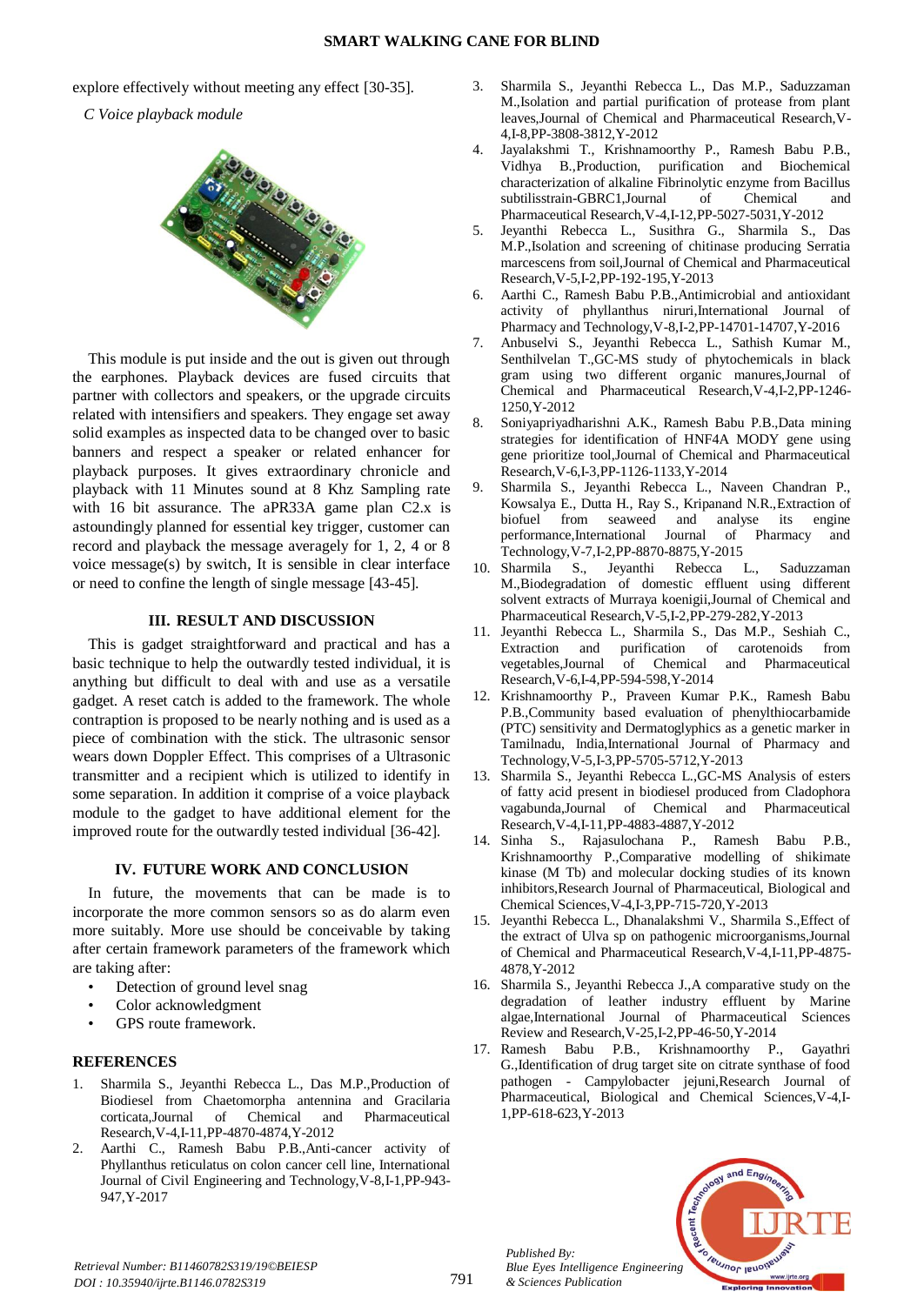explore effectively without meeting any effect [30-35].

*C Voice playback module*

This module is put inside and the out is given out through the earphones. Playback devices are fused circuits that partner with collectors and speakers, or the upgrade circuits related with intensifiers and speakers. They engage set away solid examples as inspected data to be changed over to basic banners and respect a speaker or related enhancer for playback purposes. It gives extraordinary chronicle and playback with 11 Minutes sound at 8 Khz Sampling rate with 16 bit assurance. The aPR33A game plan C2.x is astoundingly planned for essential key trigger, customer can record and playback the message averagely for 1, 2, 4 or 8 voice message(s) by switch, It is sensible in clear interface or need to confine the length of single message [43-45].

## III. RESULT AND DISCUSSION

This is gadget straightforward and practical and has a basic technique to help the outwardly tested individual, it is anything but difficult to deal with and use as a versatile gadget. A reset catch is added to the framework. The whole contraption is proposed to be nearly nothing and is used as a piece of combination with the stick. The ultrasonic sensor wears down Doppler Effect. This comprises of a Ultrasonic transmitter and a recipient which is utilized to identify in some separation. In addition it comprise of a voice playback module to the gadget to have additional element for the improved route for the outwardly tested individual [36-42].

## IV. FUTURE WORK AND CONCLUSION

In future, the movements that can be made is to incorporate the more common sensors so as do alarm even more suitably. More use should be conceivable by taking after certain framework parameters of the framework which are taking after:

- Detection of ground level snag
- Color acknowledgment
- GPS route framework.

## REFERENCES

1. Sharmila S., Jeyanthi Rebecca L., Das M.P.,Production of Biodiesel from Chaetomorpha antennina and Gracilaria corticata,Journal of Chemical and Pharmaceutical Research,V-4,I-11,PP-4870-4874,Y-2012
2. Aarthi C., Ramesh Babu P.B.,Anti-cancer activity of Phyllanthus reticulatus on colon cancer cell line, International Journal of Civil Engineering and Technology,V-8,I-1,PP-943-947,Y-2017
3. Sharmila S., Jeyanthi Rebecca L., Das M.P., Saduzzaman M.,Isolation and partial purification of protease from plant leaves,Journal of Chemical and Pharmaceutical Research,V-4,I-8,PP-3808-3812,Y-2012
4. Jayalakshmi T., Krishnamoorthy P., Ramesh Babu P.B., Vidhya B.,Production, purification and Biochemical characterization of alkaline Fibrinolytic enzyme from Bacillus subtilisstrain-GBRC1,Journal of Chemical and Pharmaceutical Research,V-4,I-12,PP-5027-5031,Y-2012
5. Jeyanthi Rebecca L., Susithra G., Sharmila S., Das M.P.,Isolation and screening of chitinase producing Serratia marcescens from soil,Journal of Chemical and Pharmaceutical Research,V-5,I-2,PP-192-195,Y-2013
6. Aarthi C., Ramesh Babu P.B.,Antimicrobial and antioxidant activity of phyllanthus niruri,International Journal of Pharmacy and Technology,V-8,I-2,PP-14701-14707,Y-2016
7. Anbuselvi S., Jeyanthi Rebecca L., Sathish Kumar M., Senthilvelan T.,GC-MS study of phytochemicals in black gram using two different organic manures,Journal of Chemical and Pharmaceutical Research,V-4,I-2,PP-1246-1250,Y-2012
8. Soniyapriyadharishni A.K., Ramesh Babu P.B.,Data mining strategies for identification of HNF4A MODY gene using gene prioritize tool,Journal of Chemical and Pharmaceutical Research,V-6,I-3,PP-1126-1133,Y-2014
9. Sharmila S., Jeyanthi Rebecca L., Naveen Chandran P., Kowsalya E., Dutta H., Ray S., Kripanand N.R.,Extraction of biofuel from seaweed and analyse its engine performance,International Journal of Pharmacy and Technology,V-7,I-2,PP-8870-8875,Y-2015
10. Sharmila S., Jeyanthi Rebecca L., Saduzzaman M.,Biodegradation of domestic effluent using different solvent extracts of Murraya koenigii,Journal of Chemical and Pharmaceutical Research,V-5,I-2,PP-279-282,Y-2013
11. Jeyanthi Rebecca L., Sharmila S., Das M.P., Seshiah C., Extraction and purification of carotenoids from vegetables,Journal of Chemical and Pharmaceutical Research,V-6,I-4,PP-594-598,Y-2014
12. Krishnamoorthy P., Praveen Kumar P.K., Ramesh Babu P.B.,Community based evaluation of phenylthiocarbamide (PTC) sensitivity and Dermatoglyphics as a genetic marker in Tamilnadu, India,International Journal of Pharmacy and Technology,V-5,I-3,PP-5705-5712,Y-2013
13. Sharmila S., Jeyanthi Rebecca L.,GC-MS Analysis of esters of fatty acid present in biodiesel produced from Cladophora vagabunda,Journal of Chemical and Pharmaceutical Research,V-4,I-11,PP-4883-4887,Y-2012
14. Sinha S., Rajasulochana P., Ramesh Babu P.B., Krishnamoorthy P.,Comparative modelling of shikimate kinase (M Tb) and molecular docking studies of its known inhibitors,Research Journal of Pharmaceutical, Biological and Chemical Sciences,V-4,I-3,PP-715-720,Y-2013
15. Jeyanthi Rebecca L., Dhanalakshmi V., Sharmila S.,Effect of the extract of Ulva sp on pathogenic microorganisms,Journal of Chemical and Pharmaceutical Research,V-4,I-11,PP-4875-4878,Y-2012
16. Sharmila S., Jeyanthi Rebecca J.,A comparative study on the degradation of leather industry effluent by Marine algae,International Journal of Pharmaceutical Sciences Review and Research,V-25,I-2,PP-46-50,Y-2014
17. Ramesh Babu P.B., Krishnamoorthy P., Gayathri G.,Identification of drug target site on citrate synthase of food pathogen - Campylobacter jejuni,Research Journal of Pharmaceutical, Biological and Chemical Sciences,V-4,I-1,PP-618-623,Y-2013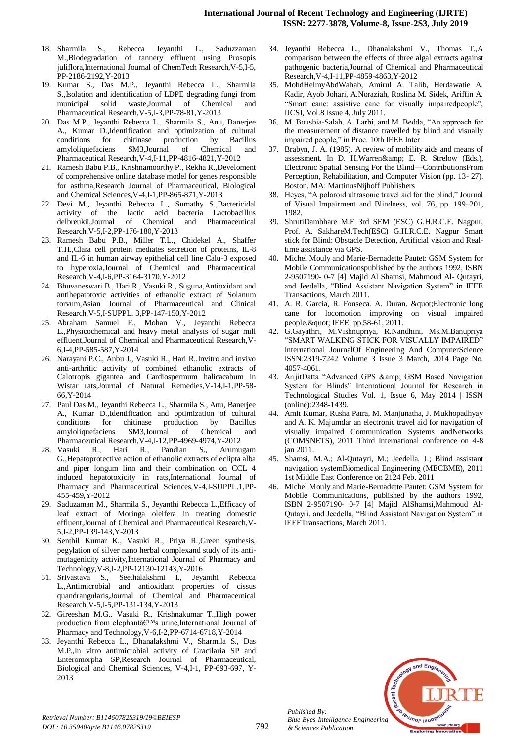18. Sharmila S., Rebecca Jeyanthi L., Saduzzaman M.,Biodegradation of tannery effluent using Prosopis juliflora,International Journal of ChemTech Research,V-5,I-5, PP-2186-2192,Y-2013
19. Kumar S., Das M.P., Jeyanthi Rebecca L., Sharmila S.,Isolation and identification of LDPE degrading fungi from municipal solid waste,Journal of Chemical and Pharmaceutical Research,V-5,I-3,PP-78-81,Y-2013
20. Das M.P., Jeyanthi Rebecca L., Sharmila S., Anu, Banerjee A., Kumar D.,Identification and optimization of cultural conditions for chitinase production by Bacillus amyloliquefaciens SM3,Journal of Chemical and Pharmaceutical Research,V-4,I-11,PP-4816-4821,Y-2012
21. Ramesh Babu P.B., Krishnamoorthy P., Rekha R.,Develoment of comprehensive online database model for genes responsible for asthma,Research Journal of Pharmaceutical, Biological and Chemical Sciences,V-4,I-1,PP-865-871,Y-2013
22. Devi M., Jeyanthi Rebecca L., Sumathy S.,Bactericidal activity of the lactic acid bacteria Lactobacillus delbreukii,Journal of Chemical and Pharmaceutical Research,V-5,I-2,PP-176-180,Y-2013
23. Ramesh Babu P.B., Miller T.L., Chidekel A., Shaffer T.H.,Clara cell protein mediates secretion of proteins, IL-8 and IL-6 in human airway epithelial cell line Calu-3 exposed to hyperoxia,Journal of Chemical and Pharmaceutical Research,V-4,I-6,PP-3164-3170,Y-2012
24. Bhuvaneswari B., Hari R., Vasuki R., Suguna,Antioxidant and antihepatotoxic activities of ethanolic extract of Solanum torvum,Asian Journal of Pharmaceutical and Clinical Research,V-5,I-SUPPL. 3,PP-147-150,Y-2012
25. Abraham Samuel F., Mohan V., Jeyanthi Rebecca L.,Physicochemical and heavy metal analysis of sugar mill effluent,Journal of Chemical and Pharmaceutical Research,V-6,I-4,PP-585-587,Y-2014
26. Narayani P.C., Anbu J., Vasuki R., Hari R.,Invitro and invivo anti-arthritic activity of combined ethanolic extracts of Calotropis gigantea and Cardiospermum halicacabum in Wistar rats,Journal of Natural Remedies,V-14,I-1,PP-58-66,Y-2014
27. Paul Das M., Jeyanthi Rebecca L., Sharmila S., Anu, Banerjee A., Kumar D.,Identification and optimization of cultural conditions for chitinase production by Bacillus amyloliquefaciens SM3,Journal of Chemical and Pharmaceutical Research,V-4,I-12,PP-4969-4974,Y-2012
28. Vasuki R., Hari R., Pandian S., Arumugam G.,Hepatoprotective action of ethanolic extracts of eclipta alba and piper longum linn and their combination on CCL 4 induced hepatotoxicity in rats,International Journal of Pharmacy and Pharmaceutical Sciences,V-4,I-SUPPL.1,PP-455-459,Y-2012
29. Saduzaman M., Sharmila S., Jeyanthi Rebecca L.,Efficacy of leaf extract of Moringa oleifera in treating domestic effluent,Journal of Chemical and Pharmaceutical Research,V-5,I-2,PP-139-143,Y-2013
30. Senthil Kumar K., Vasuki R., Priya R.,Green synthesis, pegylation of silver nano herbal complexand study of its anti-mutagenicity activity,International Journal of Pharmacy and Technology,V-8,I-2,PP-12130-12143,Y-2016
31. Srivastava S., Seethalakshmi I., Jeyanthi Rebecca L.,Antimicrobial and antioxidant properties of cissus quandrangularis,Journal of Chemical and Pharmaceutical Research,V-5,I-5,PP-131-134,Y-2013
32. Gireeshan M.G., Vasuki R., Krishnakumar T.,High power production from elephantâ€™s urine,International Journal of Pharmacy and Technology,V-6,I-2,PP-6714-6718,Y-2014
33. Jeyanthi Rebecca L., Dhanalakshmi V., Sharmila S., Das M.P.,In vitro antimicrobial activity of Gracilaria SP and Enteromorpha SP,Research Journal of Pharmaceutical, Biological and Chemical Sciences, V-4,I-1, PP-693-697, Y-2013
34. Jeyanthi Rebecca L., Dhanalakshmi V., Thomas T.,A comparison between the effects of three algal extracts against pathogenic bacteria,Journal of Chemical and Pharmaceutical Research,V-4,I-11,PP-4859-4863,Y-2012
35. MohdHelmyAbdWahab, Amirul A. Talib, Herdawatie A. Kadir, Ayob Johari, A.Noraziah, Roslina M. Sidek, Ariffin A. "Smart cane: assistive cane for visually impairedpeople", IJCSI, Vol.8 Issue 4, July 2011.
36. M. Bousbia-Salah, A. Larbi, and M. Bedda, "An approach for the measurement of distance travelled by blind and visually impaired people," in Proc. 10th IEEE Inter
37. Brabyn, J. A. (1985). A review of mobility aids and means of assessment. In D. H.Warren&amp; E. R. Strelow (Eds.), Electronic Spatial Sensing For the Blind—ContributionsFrom Perception, Rehabilitation, and Computer Vision (pp. 13- 27). Boston, MA: MartinusNijhoff Publishers
38. Heyes, "A polaroid ultrasonic travel aid for the blind," Journal of Visual Impairment and Blindness, vol. 76, pp. 199–201, 1982.
39. ShrutiDambhare M.E 3rd SEM (ESC) G.H.R.C.E. Nagpur, Prof. A. SakhareM.Tech(ESC) G.H.R.C.E. Nagpur Smart stick for Blind: Obstacle Detection, Artificial vision and Real-time assistance via GPS.
40. Michel Mouly and Marie-Bernadette Pautet: GSM System for Mobile Communicationspublished by the authors 1992, ISBN 2-9507190- 0-7 [4] Majid Al Shamsi, Mahmoud Al- Qutayri, and Jeedella, "Blind Assistant Navigation System" in IEEE Transactions, March 2011.
41. A. R. Garcia, R. Fonseca. A. Duran. &quot;Electronic long cane for locomotion improving on visual impaired people.&quot; IEEE, pp.58-61, 2011.
42. G.Gayathri, M.Vishnupriya, R.Nandhini, Ms.M.Banupriya "SMART WALKING STICK FOR VISUALLY IMPAIRED" International JournalOf Engineering And ComputerScience ISSN:2319-7242 Volume 3 Issue 3 March, 2014 Page No. 4057-4061.
43. ArijitDatta "Advanced GPS &amp; GSM Based Navigation System for Blinds" International Journal for Research in Technological Studies Vol. 1, Issue 6, May 2014 | ISSN (online):2348-1439.
44. Amit Kumar, Rusha Patra, M. Manjunatha, J. Mukhopadhyay and A. K. Majumdar an electronic travel aid for navigation of visually impaired Communication Systems andNetworks (COMSNETS), 2011 Third International conference on 4-8 jan 2011.
45. Shamsi, M.A.; Al-Qutayri, M.; Jeedella, J.; Blind assistant navigation systemBiomedical Engineering (MECBME), 2011 1st Middle East Conference on 2124 Feb. 2011
46. Michel Mouly and Marie-Bernadette Pautet: GSM System for Mobile Communications, published by the authors 1992, ISBN 2-9507190- 0-7 [4] Majid AlShamsi,Mahmoud Al-Qutayri, and Jeedella, "Blind Assistant Navigation System" in IEEETransactions, March 2011.